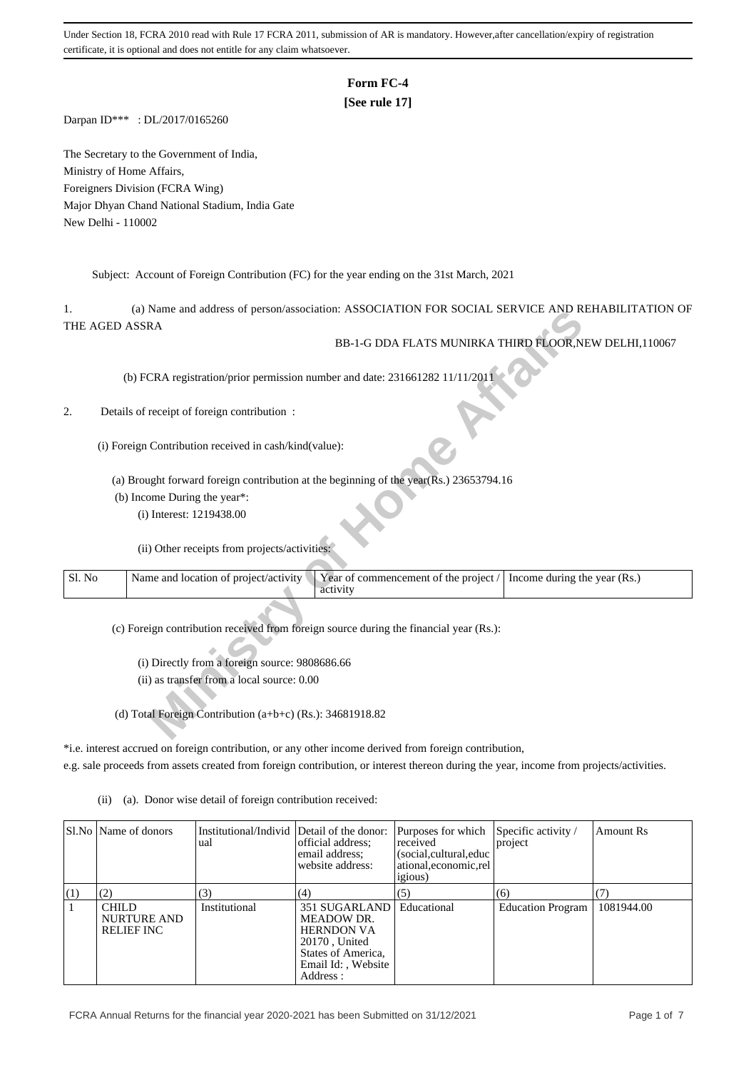Under Section 18, FCRA 2010 read with Rule 17 FCRA 2011, submission of AR is mandatory. However,after cancellation/expiry of registration certificate, it is optional and does not entitle for any claim whatsoever.

# Form FC-4

**[See rule 17]**

Darpan ID*** : DL/2017/0165260

The Secretary to the Government of India,
Ministry of Home Affairs,
Foreigners Division (FCRA Wing)
Major Dhyan Chand National Stadium, India Gate
New Delhi - 110002

Subject: Account of Foreign Contribution (FC) for the year ending on the 31st March, 2021

1. (a) Name and address of person/association: ASSOCIATION FOR SOCIAL SERVICE AND REHABILITATION OF THE AGED ASSRA

BB-1-G DDA FLATS MUNIRKA THIRD FLOOR,NEW DELHI,110067

(b) FCRA registration/prior permission number and date: 231661282 11/11/2011

2. Details of receipt of foreign contribution :

(i) Foreign Contribution received in cash/kind(value):

(a) Brought forward foreign contribution at the beginning of the year(Rs.) 23653794.16

(b) Income During the year*:

(i) Interest: 1219438.00

(ii) Other receipts from projects/activities:

| Sl. No | Name and location of project/activity | Year of commencement of the project / activity | Income during the year (Rs.) |
|---|---|---|---|

(c) Foreign contribution received from foreign source during the financial year (Rs.):

(i) Directly from a foreign source: 9808686.66

(ii) as transfer from a local source: 0.00

(d) Total Foreign Contribution (a+b+c) (Rs.): 34681918.82

*i.e. interest accrued on foreign contribution, or any other income derived from foreign contribution, e.g. sale proceeds from assets created from foreign contribution, or interest thereon during the year, income from projects/activities.

(ii) (a). Donor wise detail of foreign contribution received:

| Sl.No | Name of donors | Institutional/Individual | Detail of the donor: official address; email address; website address: | Purposes for which received (social,cultural,educational,economic,religious) | Specific activity / project | Amount Rs |
|---|---|---|---|---|---|---|
| (1) | (2) | (3) | (4) | (5) | (6) | (7) |
| 1 | CHILD NURTURE AND RELIEF INC | Institutional | 351 SUGARLAND MEADOW DR. HERNDON VA 20170 , United States of America, Email Id: , Website Address : | Educational | Education Program | 1081944.00 |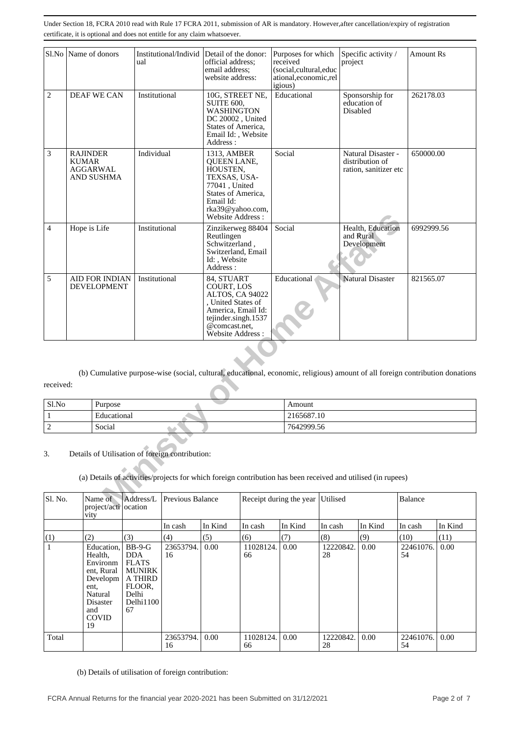Under Section 18, FCRA 2010 read with Rule 17 FCRA 2011, submission of AR is mandatory. However,after cancellation/expiry of registration certificate, it is optional and does not entitle for any claim whatsoever.

| Sl.No | Name of donors | Institutional/Individual | Detail of the donor: official address; email address; website address: | Purposes for which received (social,cultural,educational,economic,religious) | Specific activity / project | Amount Rs |
|---|---|---|---|---|---|---|
| 2 | DEAF WE CAN | Institutional | 10G, STREET NE, SUITE 600, WASHINGTON DC 20002 , United States of America, Email Id: , Website Address : | Educational | Sponsorship for education of Disabled | 262178.03 |
| 3 | RAJINDER KUMAR AGGARWAL AND SUSHMA | Individual | 1313, AMBER QUEEN LANE, HOUSTEN, TEXSAS, USA-77041 , United States of America, Email Id: rka39@yahoo.com, Website Address : | Social | Natural Disaster - distribution of ration, sanitizer etc | 650000.00 |
| 4 | Hope is Life | Institutional | Zinzikerweg 88404 Reutlingen Schwitzerland , Switzerland, Email Id: , Website Address : | Social | Health, Education and Rural Development | 6992999.56 |
| 5 | AID FOR INDIAN DEVELOPMENT | Institutional | 84, STUART COURT, LOS ALTOS, CA 94022 , United States of America, Email Id: tejinder.singh.1537@comcast.net, Website Address : | Educational | Natural Disaster | 821565.07 |

(b) Cumulative purpose-wise (social, cultural, educational, economic, religious) amount of all foreign contribution donations received:

| Sl.No | Purpose | Amount |
|---|---|---|
| 1 | Educational | 2165687.10 |
| 2 | Social | 7642999.56 |

3. Details of Utilisation of foreign contribution:

(a) Details of activities/projects for which foreign contribution has been received and utilised (in rupees)

| Sl. No. | Name of project/activity | Address/Location | Previous Balance | | Receipt during the year | | Utilised | | Balance | |
|---|---|---|---|---|---|---|---|---|---|---|
| | | | In cash | In Kind | In cash | In Kind | In cash | In Kind | In cash | In Kind |
| (1) | (2) | (3) | (4) | (5) | (6) | (7) | (8) | (9) | (10) | (11) |
| 1 | Education, Health, Environment, Rural Development, Natural Disaster and COVID 19 | BB-9-G DDA FLATS MUNIRKA THIRD FLOOR, Delhi Delhi110067 | 23653794.16 | 0.00 | 11028124.66 | 0.00 | 12220842.28 | 0.00 | 22461076.54 | 0.00 |
| Total | | | 23653794.16 | 0.00 | 11028124.66 | 0.00 | 12220842.28 | 0.00 | 22461076.54 | 0.00 |

(b) Details of utilisation of foreign contribution:

FCRA Annual Returns for the financial year 2020-2021 has been Submitted on 31/12/2021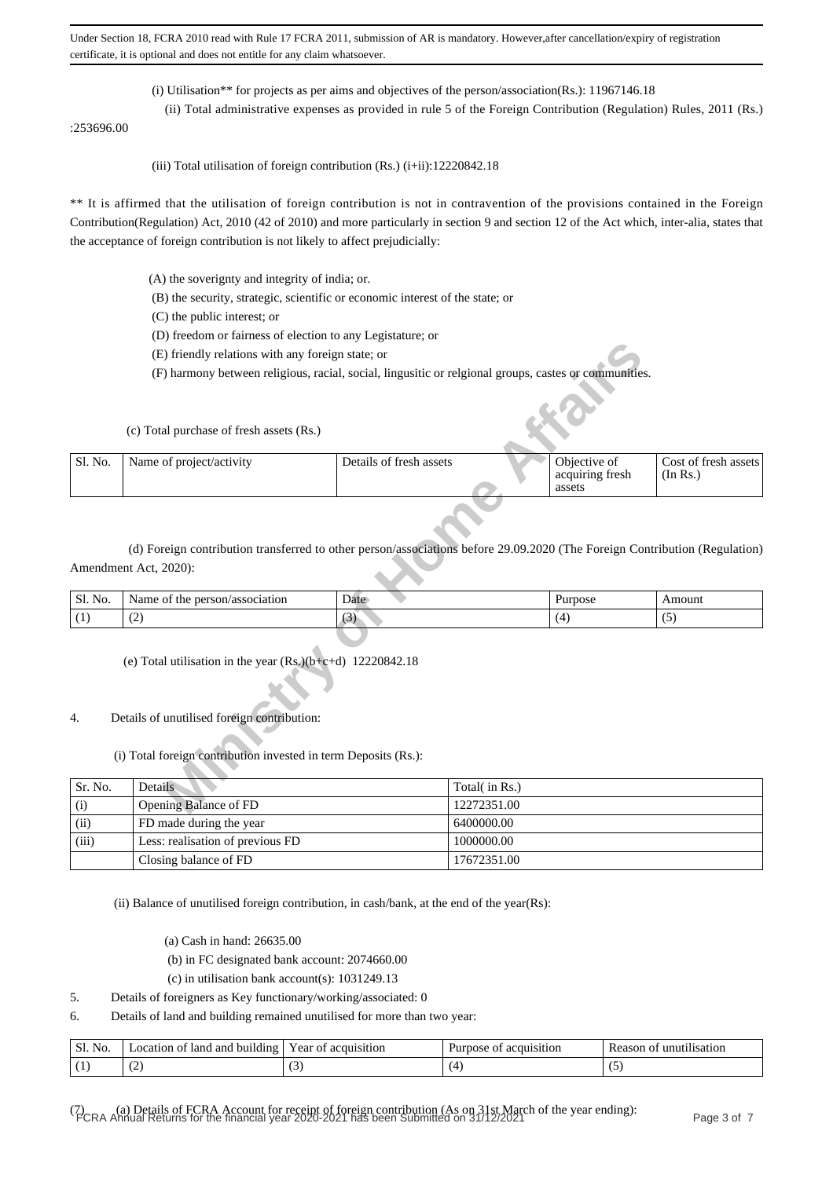Under Section 18, FCRA 2010 read with Rule 17 FCRA 2011, submission of AR is mandatory. However,after cancellation/expiry of registration certificate, it is optional and does not entitle for any claim whatsoever.

(i) Utilisation** for projects as per aims and objectives of the person/association(Rs.): 11967146.18

(ii) Total administrative expenses as provided in rule 5 of the Foreign Contribution (Regulation) Rules, 2011 (Rs.) :253696.00

(iii) Total utilisation of foreign contribution (Rs.) (i+ii):12220842.18

** It is affirmed that the utilisation of foreign contribution is not in contravention of the provisions contained in the Foreign Contribution(Regulation) Act, 2010 (42 of 2010) and more particularly in section 9 and section 12 of the Act which, inter-alia, states that the acceptance of foreign contribution is not likely to affect prejudicially:

(A) the soverignty and integrity of india; or.

(B) the security, strategic, scientific or economic interest of the state; or

(C) the public interest; or

(D) freedom or fairness of election to any Legistature; or

(E) friendly relations with any foreign state; or

(F) harmony between religious, racial, social, lingusitic or relgional groups, castes or communities.

(c) Total purchase of fresh assets (Rs.)

| Sl. No. | Name of project/activity | Details of fresh assets | Objective of acquiring fresh assets | Cost of fresh assets (In Rs.) |
|---|---|---|---|---|

(d) Foreign contribution transferred to other person/associations before 29.09.2020 (The Foreign Contribution (Regulation) Amendment Act, 2020):

| Sl. No. | Name of the person/association | Date | Purpose | Amount |
|---|---|---|---|---|
| (1) | (2) | (3) | (4) | (5) |

(e) Total utilisation in the year (Rs.)(b+c+d) 12220842.18

4. Details of unutilised foreign contribution:

(i) Total foreign contribution invested in term Deposits (Rs.):

| Sr. No. | Details | Total( in Rs.) |
|---|---|---|
| (i) | Opening Balance of FD | 12272351.00 |
| (ii) | FD made during the year | 6400000.00 |
| (iii) | Less: realisation of previous FD | 1000000.00 |
| | Closing balance of FD | 17672351.00 |

(ii) Balance of unutilised foreign contribution, in cash/bank, at the end of the year(Rs):

(a) Cash in hand: 26635.00

(b) in FC designated bank account: 2074660.00

(c) in utilisation bank account(s): 1031249.13

5. Details of foreigners as Key functionary/working/associated: 0

6. Details of land and building remained unutilised for more than two year:

| Sl. No. | Location of land and building | Year of acquisition | Purpose of acquisition | Reason of unutilisation |
|---|---|---|---|---|
| (1) | (2) | (3) | (4) | (5) |

(7) (a) Details of FCRA Account for receipt of foreign contribution (As on 31st March of the year ending):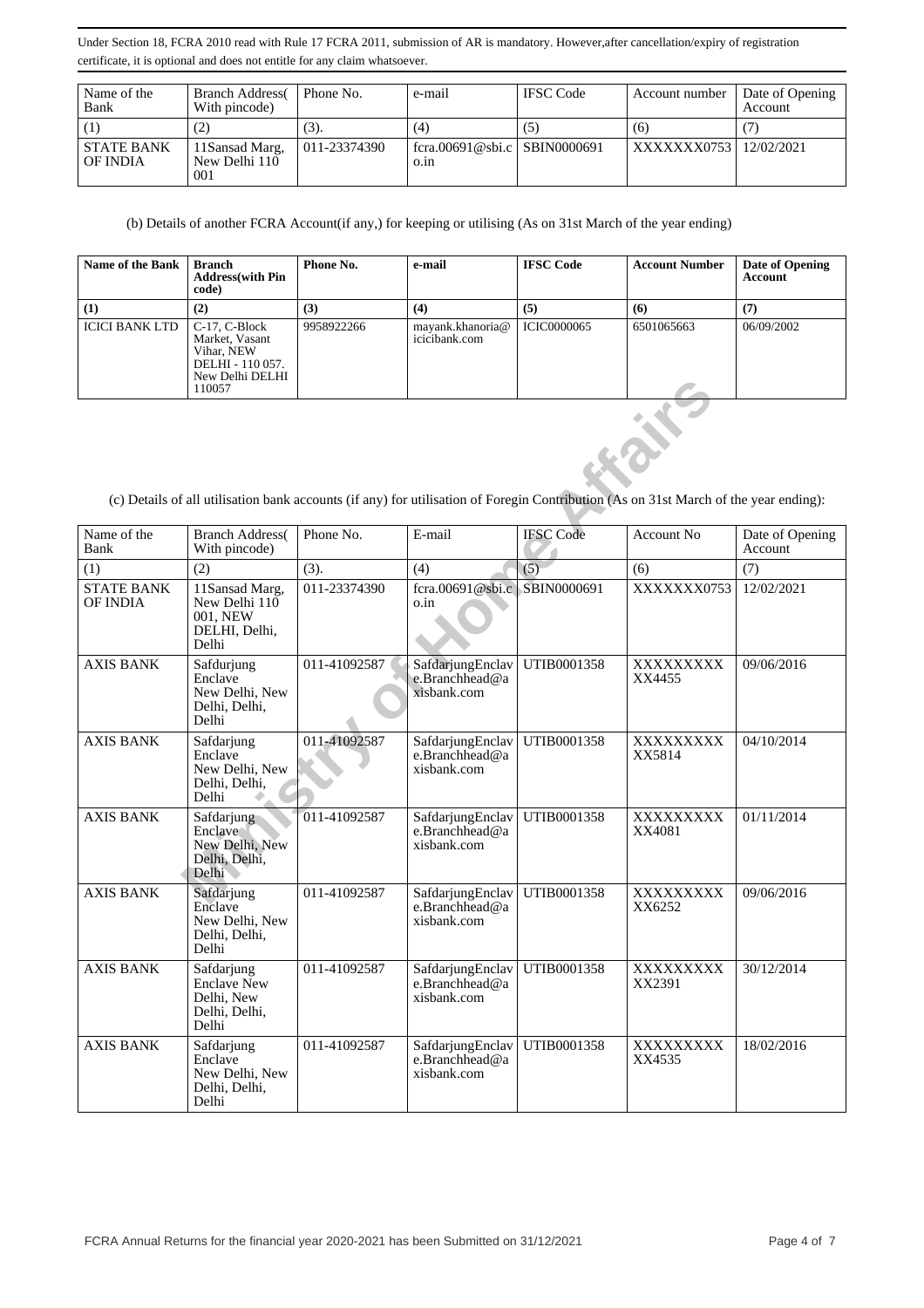Under Section 18, FCRA 2010 read with Rule 17 FCRA 2011, submission of AR is mandatory. However,after cancellation/expiry of registration certificate, it is optional and does not entitle for any claim whatsoever.

| Name of the Bank | Branch Address( With pincode) | Phone No. | e-mail | IFSC Code | Account number | Date of Opening Account |
|---|---|---|---|---|---|---|
| (1) | (2) | (3). | (4) | (5) | (6) | (7) |
| STATE BANK OF INDIA | 11Sansad Marg, New Delhi 110 001 | 011-23374390 | fcra.00691@sbi.co.in | SBIN0000691 | XXXXXXX0753 | 12/02/2021 |

(b) Details of another FCRA Account(if any,) for keeping or utilising (As on 31st March of the year ending)

| Name of the Bank | Branch Address(with Pin code) | Phone No. | e-mail | IFSC Code | Account Number | Date of Opening Account |
|---|---|---|---|---|---|---|
| (1) | (2) | (3) | (4) | (5) | (6) | (7) |
| ICICI BANK LTD | C-17, C-Block Market, Vasant Vihar, NEW DELHI - 110 057. New Delhi DELHI 110057 | 9958922266 | mayank.khanoria@icicibank.com | ICIC0000065 | 6501065663 | 06/09/2002 |

(c) Details of all utilisation bank accounts (if any) for utilisation of Foregin Contribution (As on 31st March of the year ending):

| Name of the Bank | Branch Address( With pincode) | Phone No. | E-mail | IFSC Code | Account No | Date of Opening Account |
|---|---|---|---|---|---|---|
| (1) | (2) | (3). | (4) | (5) | (6) | (7) |
| STATE BANK OF INDIA | 11Sansad Marg, New Delhi 110 001, NEW DELHI, Delhi, Delhi | 011-23374390 | fcra.00691@sbi.co.in | SBIN0000691 | XXXXXXX0753 | 12/02/2021 |
| AXIS BANK | Safdurjung Enclave New Delhi, New Delhi, Delhi, Delhi | 011-41092587 | SafdarjungEnclave.Branchhead@axisbank.com | UTIB0001358 | XXXXXXXXXX4455 | 09/06/2016 |
| AXIS BANK | Safdarjung Enclave New Delhi, New Delhi, Delhi, Delhi | 011-41092587 | SafdarjungEnclave.Branchhead@axisbank.com | UTIB0001358 | XXXXXXXXXX5814 | 04/10/2014 |
| AXIS BANK | Safdarjung Enclave New Delhi, New Delhi, Delhi, Delhi | 011-41092587 | SafdarjungEnclave.Branchhead@axisbank.com | UTIB0001358 | XXXXXXXXXX4081 | 01/11/2014 |
| AXIS BANK | Safdarjung Enclave New Delhi, New Delhi, Delhi, Delhi | 011-41092587 | SafdarjungEnclave.Branchhead@axisbank.com | UTIB0001358 | XXXXXXXXXX6252 | 09/06/2016 |
| AXIS BANK | Safdarjung Enclave New Delhi, New Delhi, Delhi, Delhi | 011-41092587 | SafdarjungEnclave.Branchhead@axisbank.com | UTIB0001358 | XXXXXXXXXX2391 | 30/12/2014 |
| AXIS BANK | Safdarjung Enclave New Delhi, New Delhi, Delhi, Delhi | 011-41092587 | SafdarjungEnclave.Branchhead@axisbank.com | UTIB0001358 | XXXXXXXXXX4535 | 18/02/2016 |

FCRA Annual Returns for the financial year 2020-2021 has been Submitted on 31/12/2021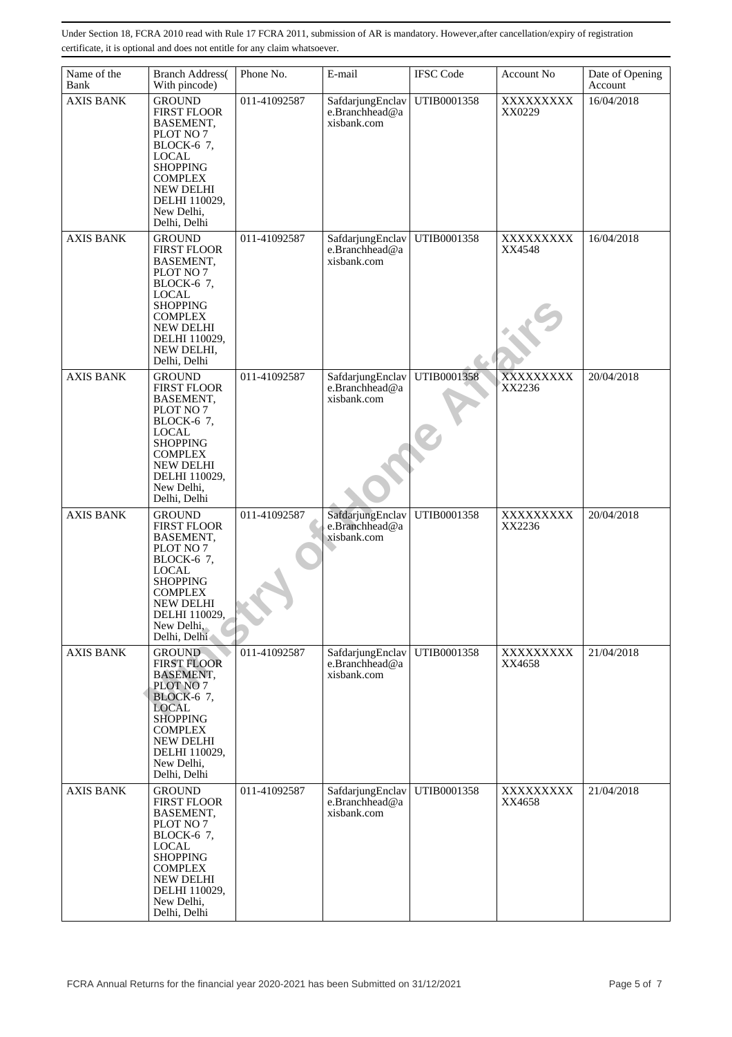Under Section 18, FCRA 2010 read with Rule 17 FCRA 2011, submission of AR is mandatory. However,after cancellation/expiry of registration certificate, it is optional and does not entitle for any claim whatsoever.

| Name of the Bank | Branch Address( With pincode) | Phone No. | E-mail | IFSC Code | Account No | Date of Opening Account |
|---|---|---|---|---|---|---|
| AXIS BANK | GROUND FIRST FLOOR BASEMENT, PLOT NO 7 BLOCK-6 7, LOCAL SHOPPING COMPLEX NEW DELHI DELHI 110029, New Delhi, Delhi, Delhi | 011-41092587 | SafdarjungEnclave.Branchhead@axisbank.com | UTIB0001358 | XXXXXXXXXX0229 | 16/04/2018 |
| AXIS BANK | GROUND FIRST FLOOR BASEMENT, PLOT NO 7 BLOCK-6 7, LOCAL SHOPPING COMPLEX NEW DELHI DELHI 110029, NEW DELHI, Delhi, Delhi | 011-41092587 | SafdarjungEnclave.Branchhead@axisbank.com | UTIB0001358 | XXXXXXXXXX4548 | 16/04/2018 |
| AXIS BANK | GROUND FIRST FLOOR BASEMENT, PLOT NO 7 BLOCK-6 7, LOCAL SHOPPING COMPLEX NEW DELHI DELHI 110029, New Delhi, Delhi, Delhi | 011-41092587 | SafdarjungEnclave.Branchhead@axisbank.com | UTIB0001358 | XXXXXXXXXX2236 | 20/04/2018 |
| AXIS BANK | GROUND FIRST FLOOR BASEMENT, PLOT NO 7 BLOCK-6 7, LOCAL SHOPPING COMPLEX NEW DELHI DELHI 110029, New Delhi, Delhi, Delhi | 011-41092587 | SafdarjungEnclave.Branchhead@axisbank.com | UTIB0001358 | XXXXXXXXXX2236 | 20/04/2018 |
| AXIS BANK | GROUND FIRST FLOOR BASEMENT, PLOT NO 7 BLOCK-6 7, LOCAL SHOPPING COMPLEX NEW DELHI DELHI 110029, New Delhi, Delhi, Delhi | 011-41092587 | SafdarjungEnclave.Branchhead@axisbank.com | UTIB0001358 | XXXXXXXXXX4658 | 21/04/2018 |
| AXIS BANK | GROUND FIRST FLOOR BASEMENT, PLOT NO 7 BLOCK-6 7, LOCAL SHOPPING COMPLEX NEW DELHI DELHI 110029, New Delhi, Delhi, Delhi | 011-41092587 | SafdarjungEnclave.Branchhead@axisbank.com | UTIB0001358 | XXXXXXXXXX4658 | 21/04/2018 |

FCRA Annual Returns for the financial year 2020-2021 has been Submitted on 31/12/2021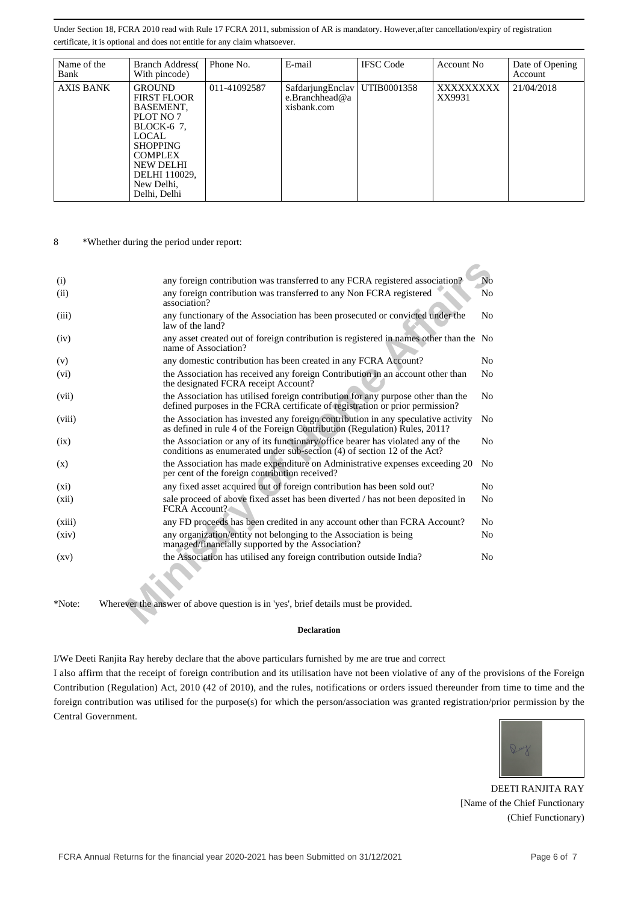Under Section 18, FCRA 2010 read with Rule 17 FCRA 2011, submission of AR is mandatory. However,after cancellation/expiry of registration certificate, it is optional and does not entitle for any claim whatsoever.

| Name of the Bank | Branch Address( With pincode) | Phone No. | E-mail | IFSC Code | Account No | Date of Opening Account |
|---|---|---|---|---|---|---|
| AXIS BANK | GROUND FIRST FLOOR BASEMENT, PLOT NO 7 BLOCK-6 7, LOCAL SHOPPING COMPLEX NEW DELHI DELHI 110029, New Delhi, Delhi, Delhi | 011-41092587 | SafdarjungEnclave.Branchhead@axisbank.com | UTIB0001358 | XXXXXXXXXX9931 | 21/04/2018 |

8 *Whether during the period under report:

| | | |
|---|---|---|
| (i) | any foreign contribution was transferred to any FCRA registered association? | No |
| (ii) | any foreign contribution was transferred to any Non FCRA registered association? | No |
| (iii) | any functionary of the Association has been prosecuted or convicted under the law of the land? | No |
| (iv) | any asset created out of foreign contribution is registered in names other than the name of Association? | No |
| (v) | any domestic contribution has been created in any FCRA Account? | No |
| (vi) | the Association has received any foreign Contribution in an account other than the designated FCRA receipt Account? | No |
| (vii) | the Association has utilised foreign contribution for any purpose other than the defined purposes in the FCRA certificate of registration or prior permission? | No |
| (viii) | the Association has invested any foreign contribution in any speculative activity as defined in rule 4 of the Foreign Contribution (Regulation) Rules, 2011? | No |
| (ix) | the Association or any of its functionary/office bearer has violated any of the conditions as enumerated under sub-section (4) of section 12 of the Act? | No |
| (x) | the Association has made expenditure on Administrative expenses exceeding 20 per cent of the foreign contribution received? | No |
| (xi) | any fixed asset acquired out of foreign contribution has been sold out? | No |
| (xii) | sale proceed of above fixed asset has been diverted / has not been deposited in FCRA Account? | No |
| (xiii) | any FD proceeds has been credited in any account other than FCRA Account? | No |
| (xiv) | any organization/entity not belonging to the Association is being managed/financially supported by the Association? | No |
| (xv) | the Association has utilised any foreign contribution outside India? | No |

*Note: Wherever the answer of above question is in 'yes', brief details must be provided.

**Declaration**

I/We Deeti Ranjita Ray hereby declare that the above particulars furnished by me are true and correct

I also affirm that the receipt of foreign contribution and its utilisation have not been violative of any of the provisions of the Foreign Contribution (Regulation) Act, 2010 (42 of 2010), and the rules, notifications or orders issued thereunder from time to time and the foreign contribution was utilised for the purpose(s) for which the person/association was granted registration/prior permission by the Central Government.

DEETI RANJITA RAY
[Name of the Chief Functionary
(Chief Functionary)

FCRA Annual Returns for the financial year 2020-2021 has been Submitted on 31/12/2021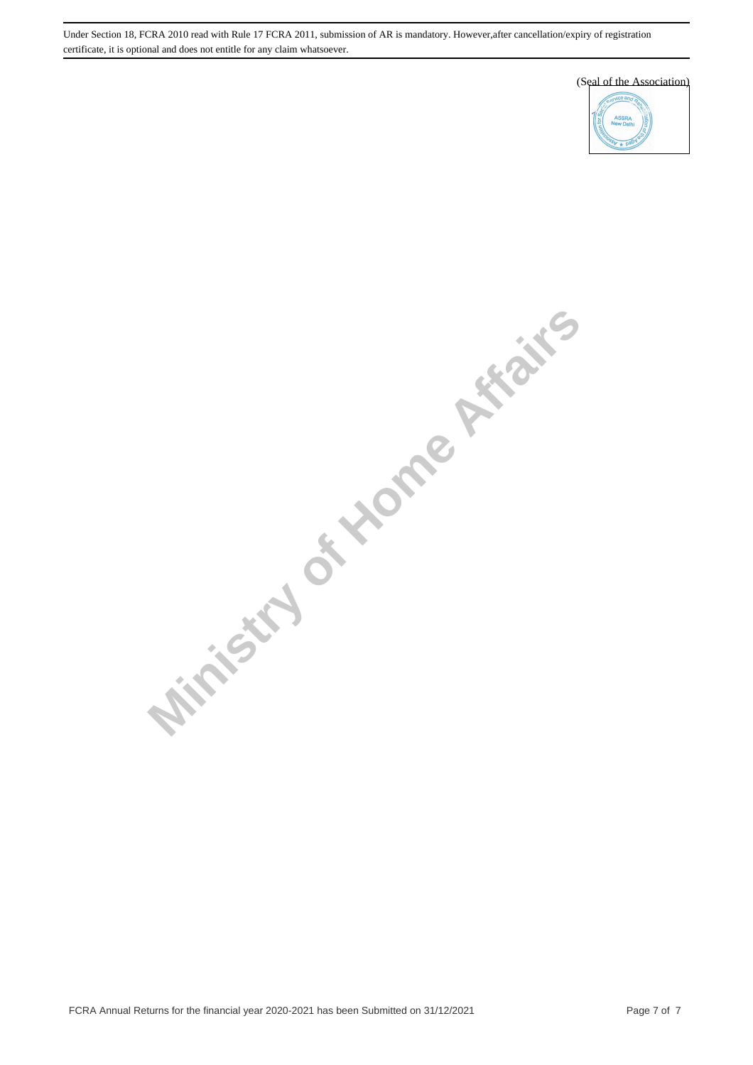Under Section 18, FCRA 2010 read with Rule 17 FCRA 2011, submission of AR is mandatory. However,after cancellation/expiry of registration certificate, it is optional and does not entitle for any claim whatsoever.

(Seal of the Association)